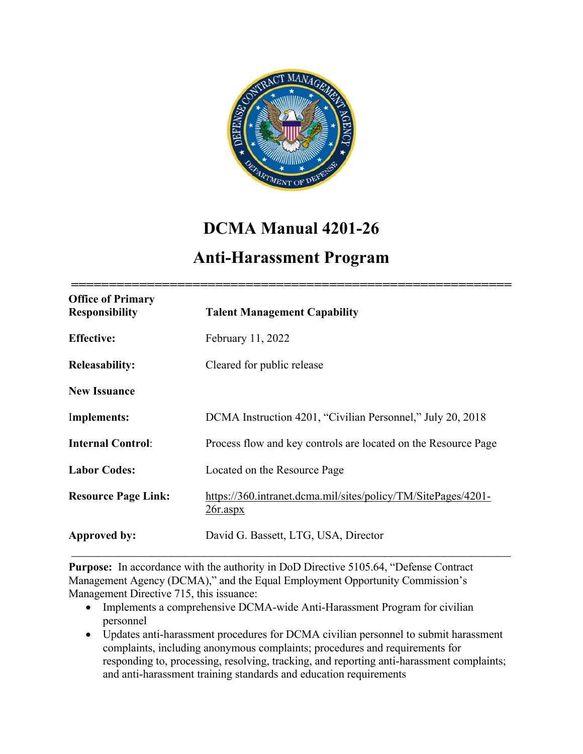# DCMA Manual 4201-26

# Anti-Harassment Program

| | |
|---|---|
| **Office of Primary Responsibility** | **Talent Management Capability** |
| **Effective:** | February 11, 2022 |
| **Releasability:** | Cleared for public release |
| **New Issuance** | |
| **Implements:** | DCMA Instruction 4201, "Civilian Personnel," July 20, 2018 |
| **Internal Control:** | Process flow and key controls are located on the Resource Page |
| **Labor Codes:** | Located on the Resource Page |
| **Resource Page Link:** | https://360.intranet.dcma.mil/sites/policy/TM/SitePages/4201-26r.aspx |
| **Approved by:** | David G. Bassett, LTG, USA, Director |

---

**Purpose:** In accordance with the authority in DoD Directive 5105.64, "Defense Contract Management Agency (DCMA)," and the Equal Employment Opportunity Commission's Management Directive 715, this issuance:

- Implements a comprehensive DCMA-wide Anti-Harassment Program for civilian personnel
- Updates anti-harassment procedures for DCMA civilian personnel to submit harassment complaints, including anonymous complaints; procedures and requirements for responding to, processing, resolving, tracking, and reporting anti-harassment complaints; and anti-harassment training standards and education requirements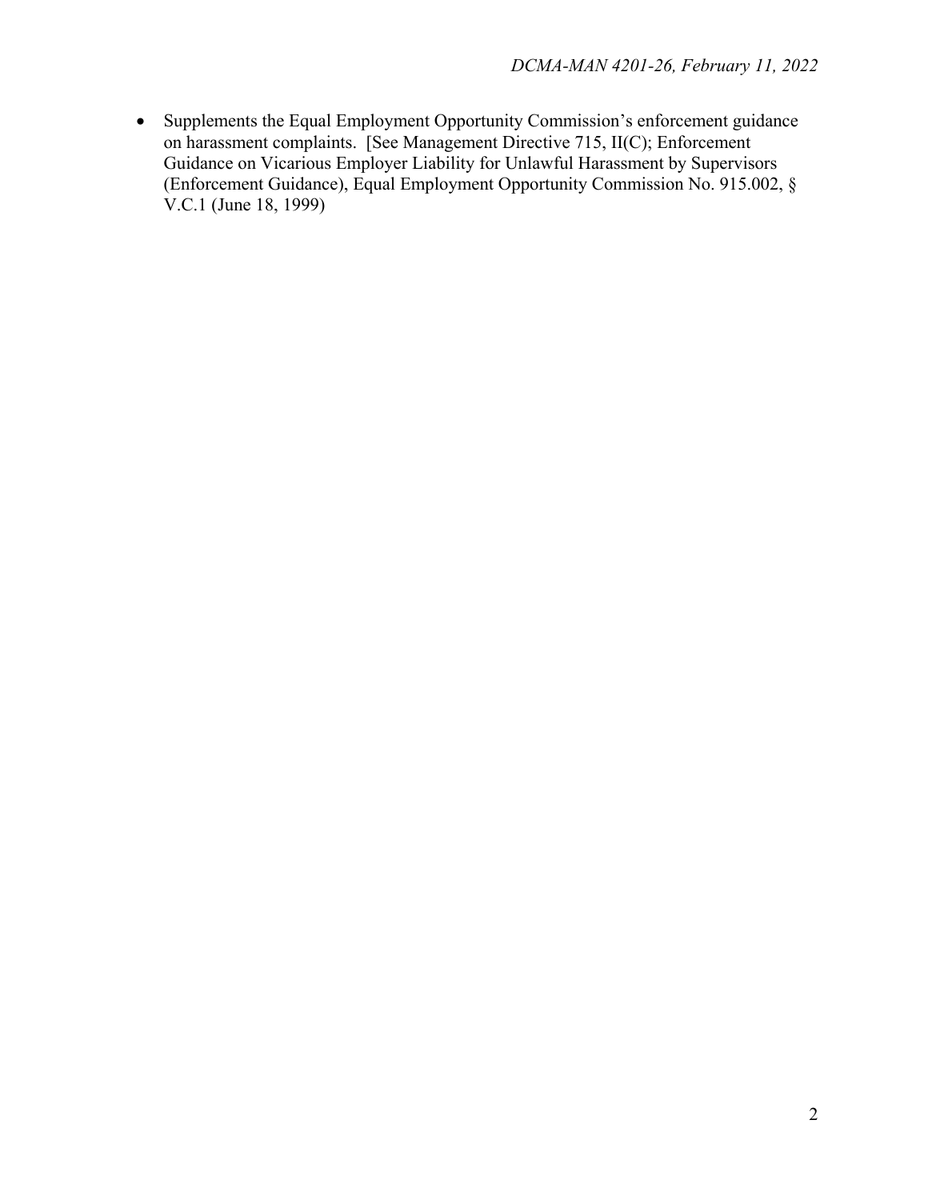- Supplements the Equal Employment Opportunity Commission's enforcement guidance on harassment complaints. [See Management Directive 715, II(C); Enforcement Guidance on Vicarious Employer Liability for Unlawful Harassment by Supervisors (Enforcement Guidance), Equal Employment Opportunity Commission No. 915.002, § V.C.1 (June 18, 1999)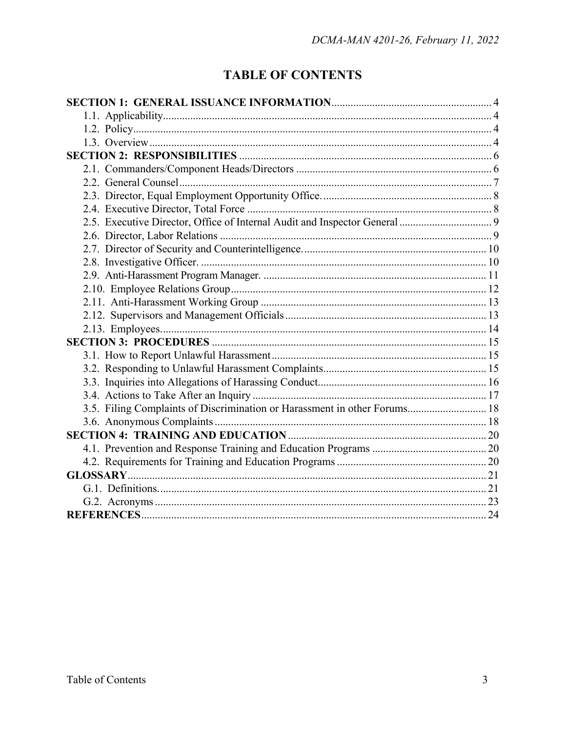# TABLE OF CONTENTS

**SECTION 1: GENERAL ISSUANCE INFORMATION** .......... 4
- 1.1. Applicability .......... 4
- 1.2. Policy .......... 4
- 1.3. Overview .......... 4

**SECTION 2: RESPONSIBILITIES** .......... 6
- 2.1. Commanders/Component Heads/Directors .......... 6
- 2.2. General Counsel .......... 7
- 2.3. Director, Equal Employment Opportunity Office. .......... 8
- 2.4. Executive Director, Total Force .......... 8
- 2.5. Executive Director, Office of Internal Audit and Inspector General .......... 9
- 2.6. Director, Labor Relations .......... 9
- 2.7. Director of Security and Counterintelligence. .......... 10
- 2.8. Investigative Officer. .......... 10
- 2.9. Anti-Harassment Program Manager. .......... 11
- 2.10. Employee Relations Group .......... 12
- 2.11. Anti-Harassment Working Group .......... 13
- 2.12. Supervisors and Management Officials .......... 13
- 2.13. Employees. .......... 14

**SECTION 3: PROCEDURES** .......... 15
- 3.1. How to Report Unlawful Harassment .......... 15
- 3.2. Responding to Unlawful Harassment Complaints .......... 15
- 3.3. Inquiries into Allegations of Harassing Conduct .......... 16
- 3.4. Actions to Take After an Inquiry .......... 17
- 3.5. Filing Complaints of Discrimination or Harassment in other Forums .......... 18
- 3.6. Anonymous Complaints .......... 18

**SECTION 4: TRAINING AND EDUCATION** .......... 20
- 4.1. Prevention and Response Training and Education Programs .......... 20
- 4.2. Requirements for Training and Education Programs .......... 20

**GLOSSARY** .......... 21
- G.1. Definitions. .......... 21
- G.2. Acronyms .......... 23

**REFERENCES** .......... 24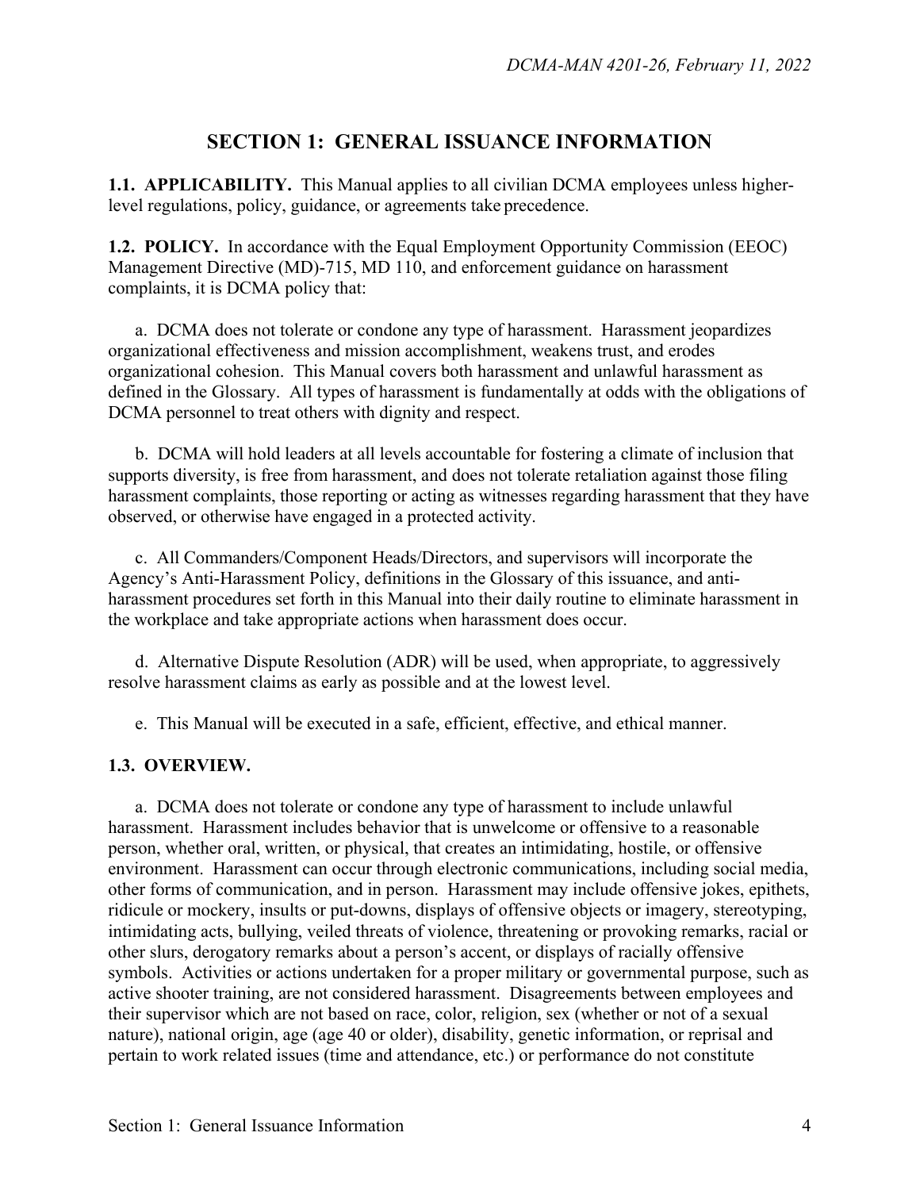## SECTION 1: GENERAL ISSUANCE INFORMATION

**1.1. APPLICABILITY.** This Manual applies to all civilian DCMA employees unless higher-level regulations, policy, guidance, or agreements take precedence.

**1.2. POLICY.** In accordance with the Equal Employment Opportunity Commission (EEOC) Management Directive (MD)-715, MD 110, and enforcement guidance on harassment complaints, it is DCMA policy that:

a. DCMA does not tolerate or condone any type of harassment. Harassment jeopardizes organizational effectiveness and mission accomplishment, weakens trust, and erodes organizational cohesion. This Manual covers both harassment and unlawful harassment as defined in the Glossary. All types of harassment is fundamentally at odds with the obligations of DCMA personnel to treat others with dignity and respect.

b. DCMA will hold leaders at all levels accountable for fostering a climate of inclusion that supports diversity, is free from harassment, and does not tolerate retaliation against those filing harassment complaints, those reporting or acting as witnesses regarding harassment that they have observed, or otherwise have engaged in a protected activity.

c. All Commanders/Component Heads/Directors, and supervisors will incorporate the Agency's Anti-Harassment Policy, definitions in the Glossary of this issuance, and anti-harassment procedures set forth in this Manual into their daily routine to eliminate harassment in the workplace and take appropriate actions when harassment does occur.

d. Alternative Dispute Resolution (ADR) will be used, when appropriate, to aggressively resolve harassment claims as early as possible and at the lowest level.

e. This Manual will be executed in a safe, efficient, effective, and ethical manner.

**1.3. OVERVIEW.**

a. DCMA does not tolerate or condone any type of harassment to include unlawful harassment. Harassment includes behavior that is unwelcome or offensive to a reasonable person, whether oral, written, or physical, that creates an intimidating, hostile, or offensive environment. Harassment can occur through electronic communications, including social media, other forms of communication, and in person. Harassment may include offensive jokes, epithets, ridicule or mockery, insults or put-downs, displays of offensive objects or imagery, stereotyping, intimidating acts, bullying, veiled threats of violence, threatening or provoking remarks, racial or other slurs, derogatory remarks about a person's accent, or displays of racially offensive symbols. Activities or actions undertaken for a proper military or governmental purpose, such as active shooter training, are not considered harassment. Disagreements between employees and their supervisor which are not based on race, color, religion, sex (whether or not of a sexual nature), national origin, age (age 40 or older), disability, genetic information, or reprisal and pertain to work related issues (time and attendance, etc.) or performance do not constitute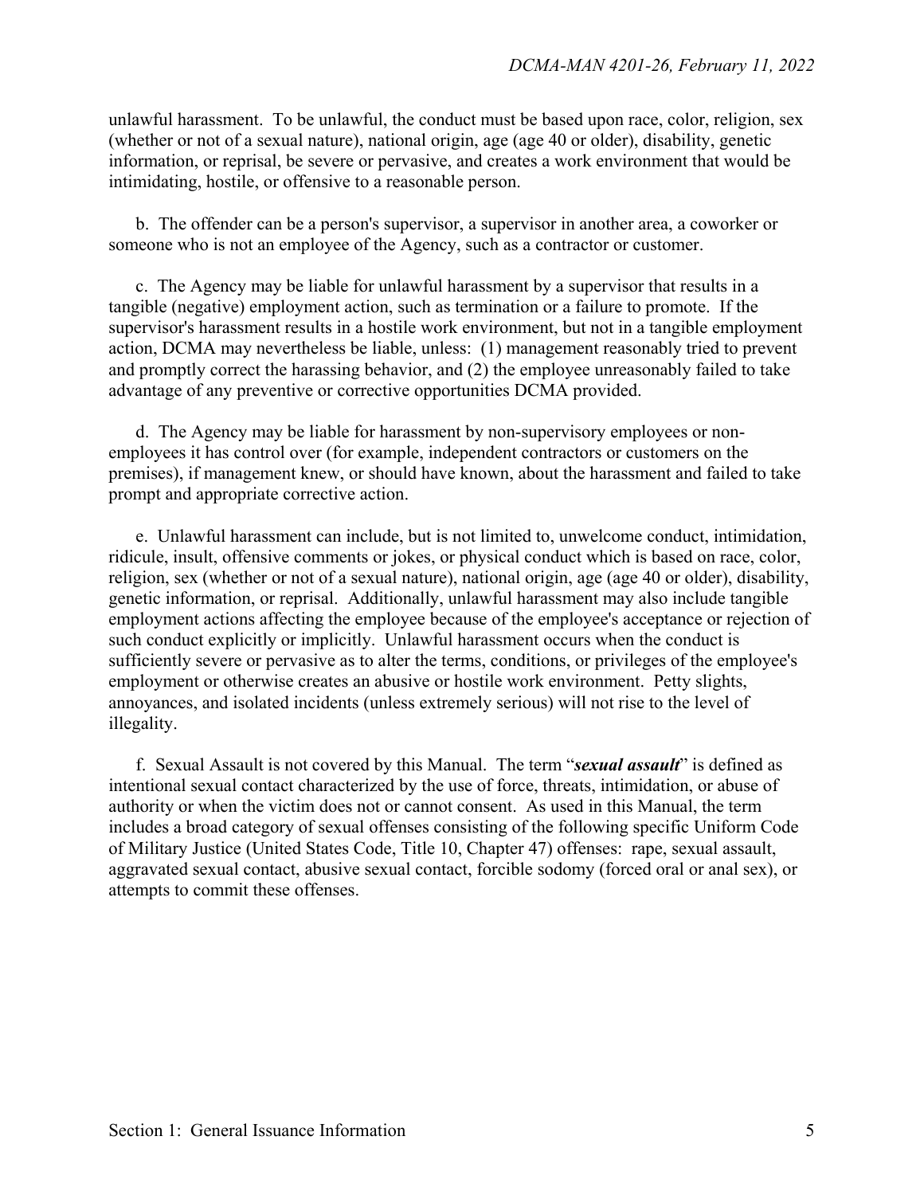unlawful harassment. To be unlawful, the conduct must be based upon race, color, religion, sex (whether or not of a sexual nature), national origin, age (age 40 or older), disability, genetic information, or reprisal, be severe or pervasive, and creates a work environment that would be intimidating, hostile, or offensive to a reasonable person.

b. The offender can be a person's supervisor, a supervisor in another area, a coworker or someone who is not an employee of the Agency, such as a contractor or customer.

c. The Agency may be liable for unlawful harassment by a supervisor that results in a tangible (negative) employment action, such as termination or a failure to promote. If the supervisor's harassment results in a hostile work environment, but not in a tangible employment action, DCMA may nevertheless be liable, unless: (1) management reasonably tried to prevent and promptly correct the harassing behavior, and (2) the employee unreasonably failed to take advantage of any preventive or corrective opportunities DCMA provided.

d. The Agency may be liable for harassment by non-supervisory employees or non-employees it has control over (for example, independent contractors or customers on the premises), if management knew, or should have known, about the harassment and failed to take prompt and appropriate corrective action.

e. Unlawful harassment can include, but is not limited to, unwelcome conduct, intimidation, ridicule, insult, offensive comments or jokes, or physical conduct which is based on race, color, religion, sex (whether or not of a sexual nature), national origin, age (age 40 or older), disability, genetic information, or reprisal. Additionally, unlawful harassment may also include tangible employment actions affecting the employee because of the employee's acceptance or rejection of such conduct explicitly or implicitly. Unlawful harassment occurs when the conduct is sufficiently severe or pervasive as to alter the terms, conditions, or privileges of the employee's employment or otherwise creates an abusive or hostile work environment. Petty slights, annoyances, and isolated incidents (unless extremely serious) will not rise to the level of illegality.

f. Sexual Assault is not covered by this Manual. The term "***sexual assault***" is defined as intentional sexual contact characterized by the use of force, threats, intimidation, or abuse of authority or when the victim does not or cannot consent. As used in this Manual, the term includes a broad category of sexual offenses consisting of the following specific Uniform Code of Military Justice (United States Code, Title 10, Chapter 47) offenses: rape, sexual assault, aggravated sexual contact, abusive sexual contact, forcible sodomy (forced oral or anal sex), or attempts to commit these offenses.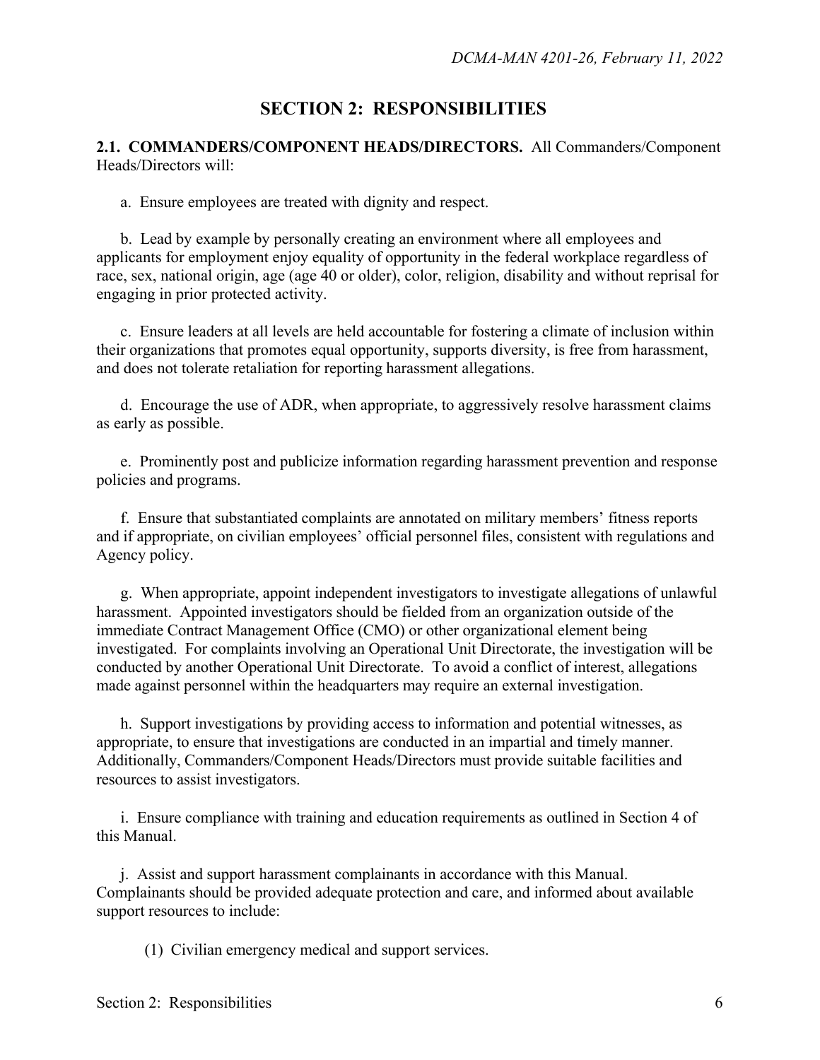# SECTION 2: RESPONSIBILITIES

**2.1. COMMANDERS/COMPONENT HEADS/DIRECTORS.** All Commanders/Component Heads/Directors will:

a. Ensure employees are treated with dignity and respect.

b. Lead by example by personally creating an environment where all employees and applicants for employment enjoy equality of opportunity in the federal workplace regardless of race, sex, national origin, age (age 40 or older), color, religion, disability and without reprisal for engaging in prior protected activity.

c. Ensure leaders at all levels are held accountable for fostering a climate of inclusion within their organizations that promotes equal opportunity, supports diversity, is free from harassment, and does not tolerate retaliation for reporting harassment allegations.

d. Encourage the use of ADR, when appropriate, to aggressively resolve harassment claims as early as possible.

e. Prominently post and publicize information regarding harassment prevention and response policies and programs.

f. Ensure that substantiated complaints are annotated on military members' fitness reports and if appropriate, on civilian employees' official personnel files, consistent with regulations and Agency policy.

g. When appropriate, appoint independent investigators to investigate allegations of unlawful harassment. Appointed investigators should be fielded from an organization outside of the immediate Contract Management Office (CMO) or other organizational element being investigated. For complaints involving an Operational Unit Directorate, the investigation will be conducted by another Operational Unit Directorate. To avoid a conflict of interest, allegations made against personnel within the headquarters may require an external investigation.

h. Support investigations by providing access to information and potential witnesses, as appropriate, to ensure that investigations are conducted in an impartial and timely manner. Additionally, Commanders/Component Heads/Directors must provide suitable facilities and resources to assist investigators.

i. Ensure compliance with training and education requirements as outlined in Section 4 of this Manual.

j. Assist and support harassment complainants in accordance with this Manual. Complainants should be provided adequate protection and care, and informed about available support resources to include:

(1) Civilian emergency medical and support services.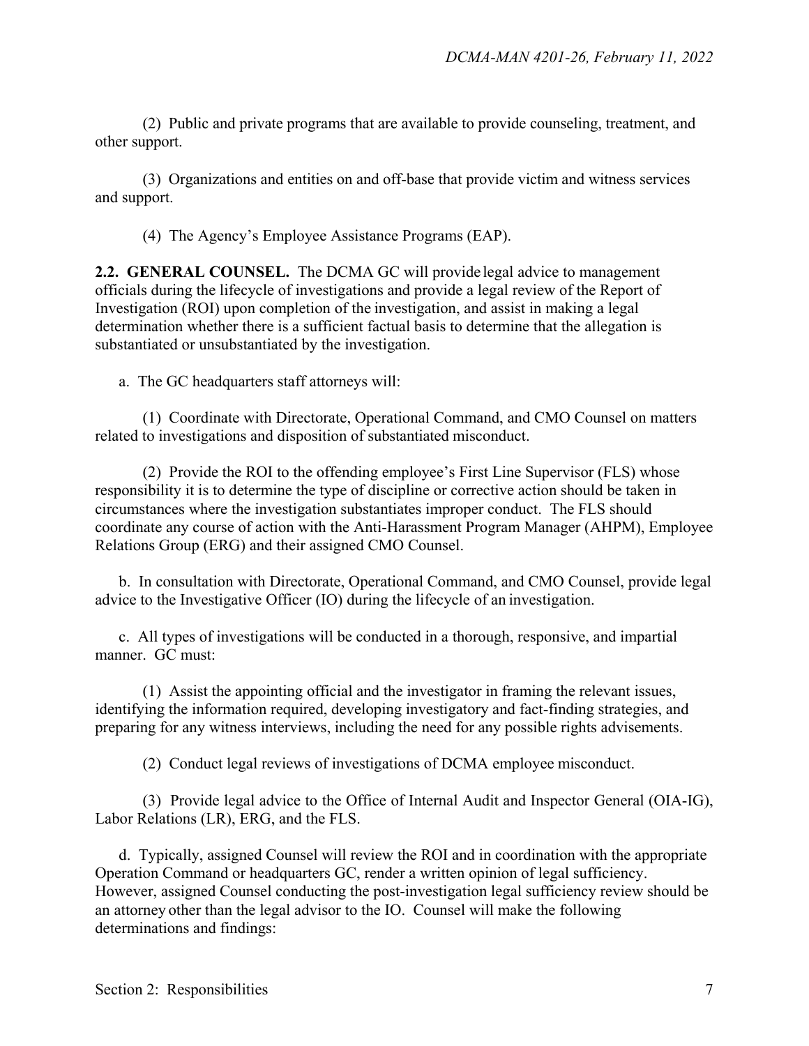(2) Public and private programs that are available to provide counseling, treatment, and other support.

(3) Organizations and entities on and off-base that provide victim and witness services and support.

(4) The Agency's Employee Assistance Programs (EAP).

**2.2. GENERAL COUNSEL.** The DCMA GC will provide legal advice to management officials during the lifecycle of investigations and provide a legal review of the Report of Investigation (ROI) upon completion of the investigation, and assist in making a legal determination whether there is a sufficient factual basis to determine that the allegation is substantiated or unsubstantiated by the investigation.

a. The GC headquarters staff attorneys will:

(1) Coordinate with Directorate, Operational Command, and CMO Counsel on matters related to investigations and disposition of substantiated misconduct.

(2) Provide the ROI to the offending employee's First Line Supervisor (FLS) whose responsibility it is to determine the type of discipline or corrective action should be taken in circumstances where the investigation substantiates improper conduct. The FLS should coordinate any course of action with the Anti-Harassment Program Manager (AHPM), Employee Relations Group (ERG) and their assigned CMO Counsel.

b. In consultation with Directorate, Operational Command, and CMO Counsel, provide legal advice to the Investigative Officer (IO) during the lifecycle of an investigation.

c. All types of investigations will be conducted in a thorough, responsive, and impartial manner. GC must:

(1) Assist the appointing official and the investigator in framing the relevant issues, identifying the information required, developing investigatory and fact-finding strategies, and preparing for any witness interviews, including the need for any possible rights advisements.

(2) Conduct legal reviews of investigations of DCMA employee misconduct.

(3) Provide legal advice to the Office of Internal Audit and Inspector General (OIA-IG), Labor Relations (LR), ERG, and the FLS.

d. Typically, assigned Counsel will review the ROI and in coordination with the appropriate Operation Command or headquarters GC, render a written opinion of legal sufficiency. However, assigned Counsel conducting the post-investigation legal sufficiency review should be an attorney other than the legal advisor to the IO. Counsel will make the following determinations and findings: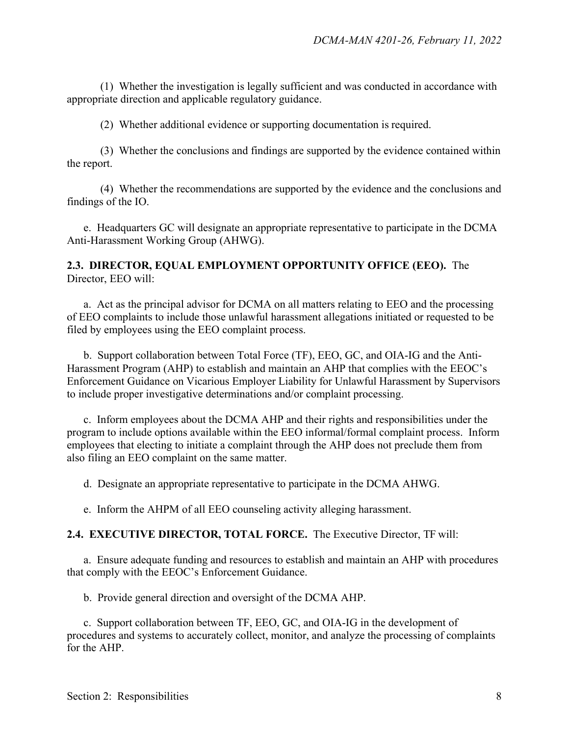(1) Whether the investigation is legally sufficient and was conducted in accordance with appropriate direction and applicable regulatory guidance.

(2) Whether additional evidence or supporting documentation is required.

(3) Whether the conclusions and findings are supported by the evidence contained within the report.

(4) Whether the recommendations are supported by the evidence and the conclusions and findings of the IO.

e. Headquarters GC will designate an appropriate representative to participate in the DCMA Anti-Harassment Working Group (AHWG).

**2.3. DIRECTOR, EQUAL EMPLOYMENT OPPORTUNITY OFFICE (EEO).** The Director, EEO will:

a. Act as the principal advisor for DCMA on all matters relating to EEO and the processing of EEO complaints to include those unlawful harassment allegations initiated or requested to be filed by employees using the EEO complaint process.

b. Support collaboration between Total Force (TF), EEO, GC, and OIA-IG and the Anti-Harassment Program (AHP) to establish and maintain an AHP that complies with the EEOC's Enforcement Guidance on Vicarious Employer Liability for Unlawful Harassment by Supervisors to include proper investigative determinations and/or complaint processing.

c. Inform employees about the DCMA AHP and their rights and responsibilities under the program to include options available within the EEO informal/formal complaint process. Inform employees that electing to initiate a complaint through the AHP does not preclude them from also filing an EEO complaint on the same matter.

d. Designate an appropriate representative to participate in the DCMA AHWG.

e. Inform the AHPM of all EEO counseling activity alleging harassment.

**2.4. EXECUTIVE DIRECTOR, TOTAL FORCE.** The Executive Director, TF will:

a. Ensure adequate funding and resources to establish and maintain an AHP with procedures that comply with the EEOC's Enforcement Guidance.

b. Provide general direction and oversight of the DCMA AHP.

c. Support collaboration between TF, EEO, GC, and OIA-IG in the development of procedures and systems to accurately collect, monitor, and analyze the processing of complaints for the AHP.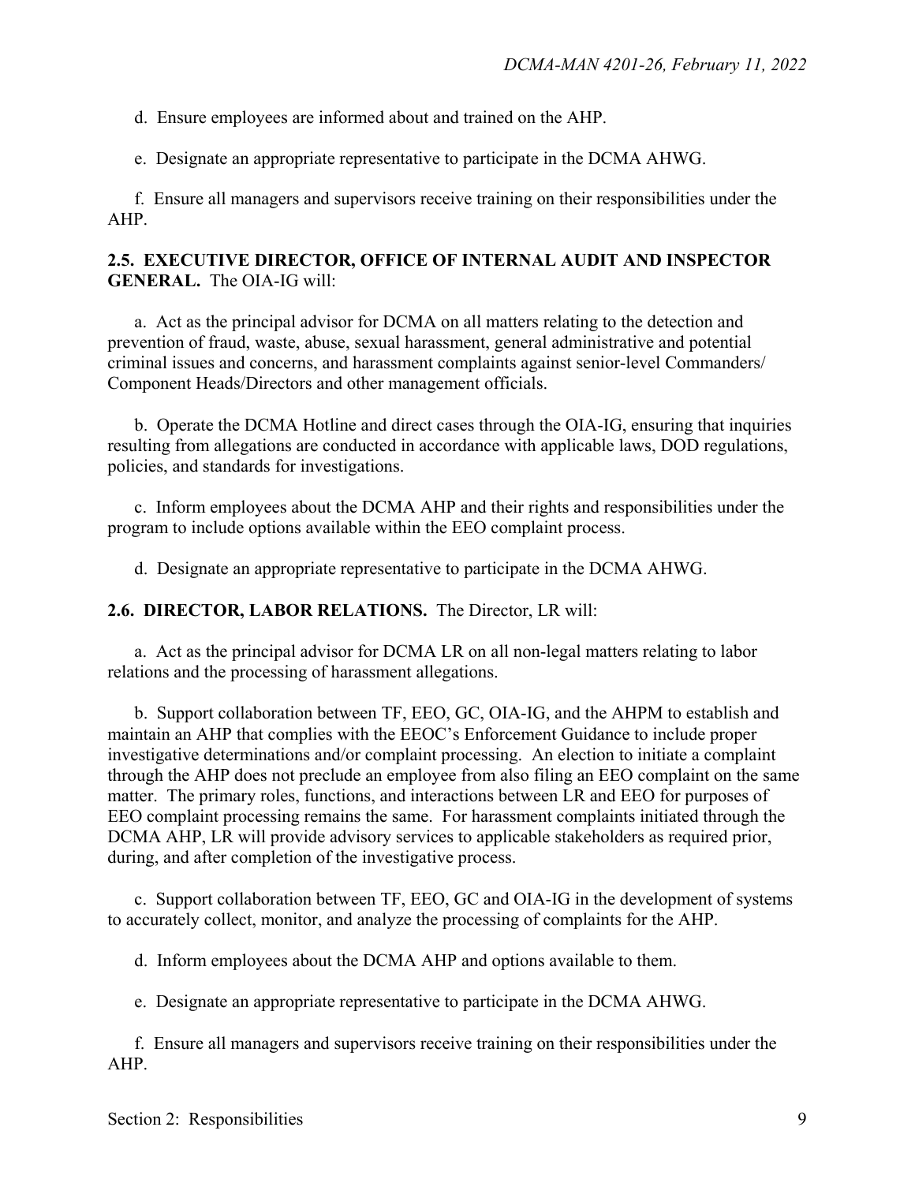d. Ensure employees are informed about and trained on the AHP.

e. Designate an appropriate representative to participate in the DCMA AHWG.

f. Ensure all managers and supervisors receive training on their responsibilities under the AHP.

**2.5. EXECUTIVE DIRECTOR, OFFICE OF INTERNAL AUDIT AND INSPECTOR GENERAL.** The OIA-IG will:

a. Act as the principal advisor for DCMA on all matters relating to the detection and prevention of fraud, waste, abuse, sexual harassment, general administrative and potential criminal issues and concerns, and harassment complaints against senior-level Commanders/ Component Heads/Directors and other management officials.

b. Operate the DCMA Hotline and direct cases through the OIA-IG, ensuring that inquiries resulting from allegations are conducted in accordance with applicable laws, DOD regulations, policies, and standards for investigations.

c. Inform employees about the DCMA AHP and their rights and responsibilities under the program to include options available within the EEO complaint process.

d. Designate an appropriate representative to participate in the DCMA AHWG.

**2.6. DIRECTOR, LABOR RELATIONS.** The Director, LR will:

a. Act as the principal advisor for DCMA LR on all non-legal matters relating to labor relations and the processing of harassment allegations.

b. Support collaboration between TF, EEO, GC, OIA-IG, and the AHPM to establish and maintain an AHP that complies with the EEOC's Enforcement Guidance to include proper investigative determinations and/or complaint processing. An election to initiate a complaint through the AHP does not preclude an employee from also filing an EEO complaint on the same matter. The primary roles, functions, and interactions between LR and EEO for purposes of EEO complaint processing remains the same. For harassment complaints initiated through the DCMA AHP, LR will provide advisory services to applicable stakeholders as required prior, during, and after completion of the investigative process.

c. Support collaboration between TF, EEO, GC and OIA-IG in the development of systems to accurately collect, monitor, and analyze the processing of complaints for the AHP.

d. Inform employees about the DCMA AHP and options available to them.

e. Designate an appropriate representative to participate in the DCMA AHWG.

f. Ensure all managers and supervisors receive training on their responsibilities under the AHP.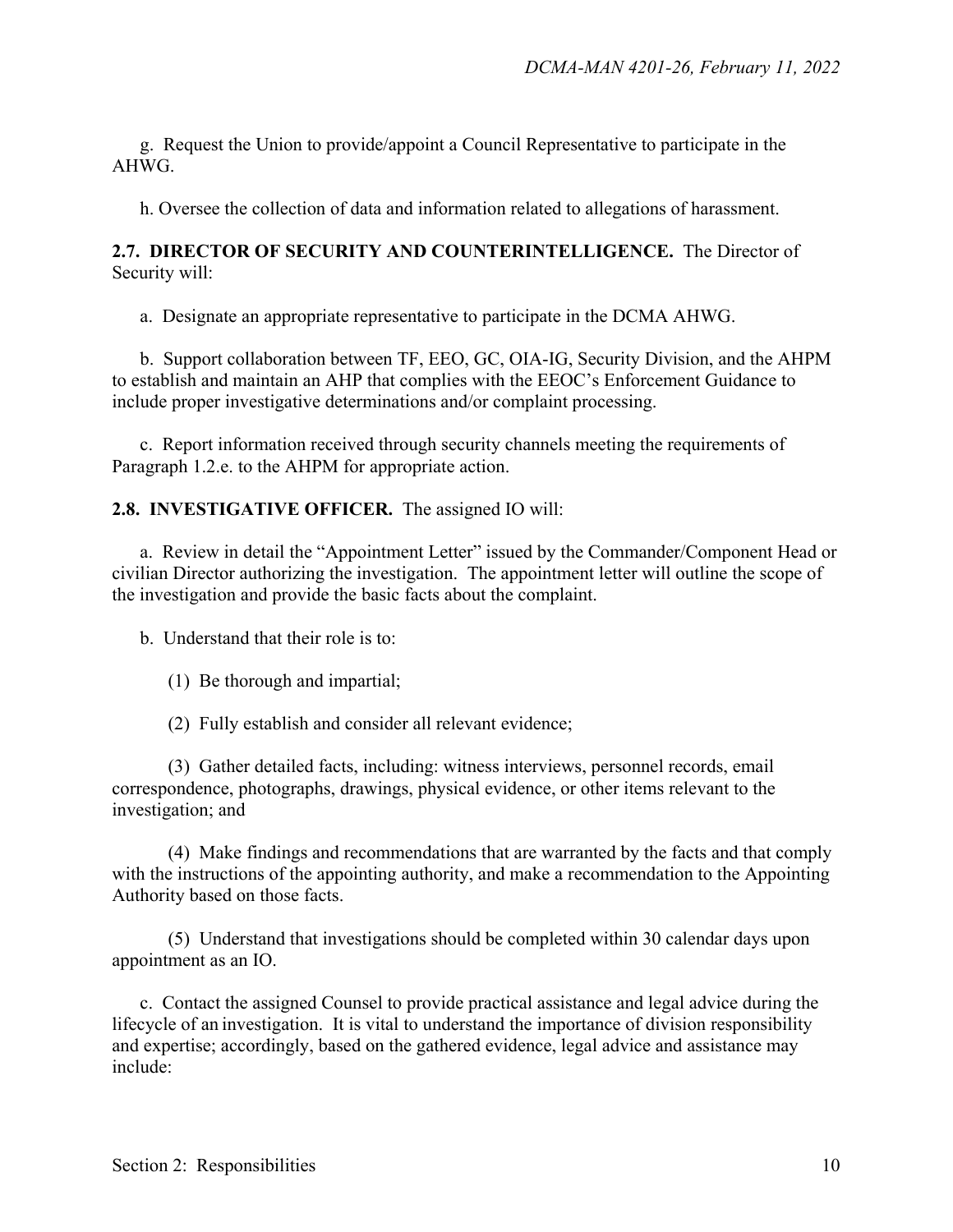g. Request the Union to provide/appoint a Council Representative to participate in the AHWG.

h. Oversee the collection of data and information related to allegations of harassment.

**2.7. DIRECTOR OF SECURITY AND COUNTERINTELLIGENCE.** The Director of Security will:

a. Designate an appropriate representative to participate in the DCMA AHWG.

b. Support collaboration between TF, EEO, GC, OIA-IG, Security Division, and the AHPM to establish and maintain an AHP that complies with the EEOC's Enforcement Guidance to include proper investigative determinations and/or complaint processing.

c. Report information received through security channels meeting the requirements of Paragraph 1.2.e. to the AHPM for appropriate action.

**2.8. INVESTIGATIVE OFFICER.** The assigned IO will:

a. Review in detail the "Appointment Letter" issued by the Commander/Component Head or civilian Director authorizing the investigation. The appointment letter will outline the scope of the investigation and provide the basic facts about the complaint.

b. Understand that their role is to:

(1) Be thorough and impartial;

(2) Fully establish and consider all relevant evidence;

(3) Gather detailed facts, including: witness interviews, personnel records, email correspondence, photographs, drawings, physical evidence, or other items relevant to the investigation; and

(4) Make findings and recommendations that are warranted by the facts and that comply with the instructions of the appointing authority, and make a recommendation to the Appointing Authority based on those facts.

(5) Understand that investigations should be completed within 30 calendar days upon appointment as an IO.

c. Contact the assigned Counsel to provide practical assistance and legal advice during the lifecycle of an investigation. It is vital to understand the importance of division responsibility and expertise; accordingly, based on the gathered evidence, legal advice and assistance may include: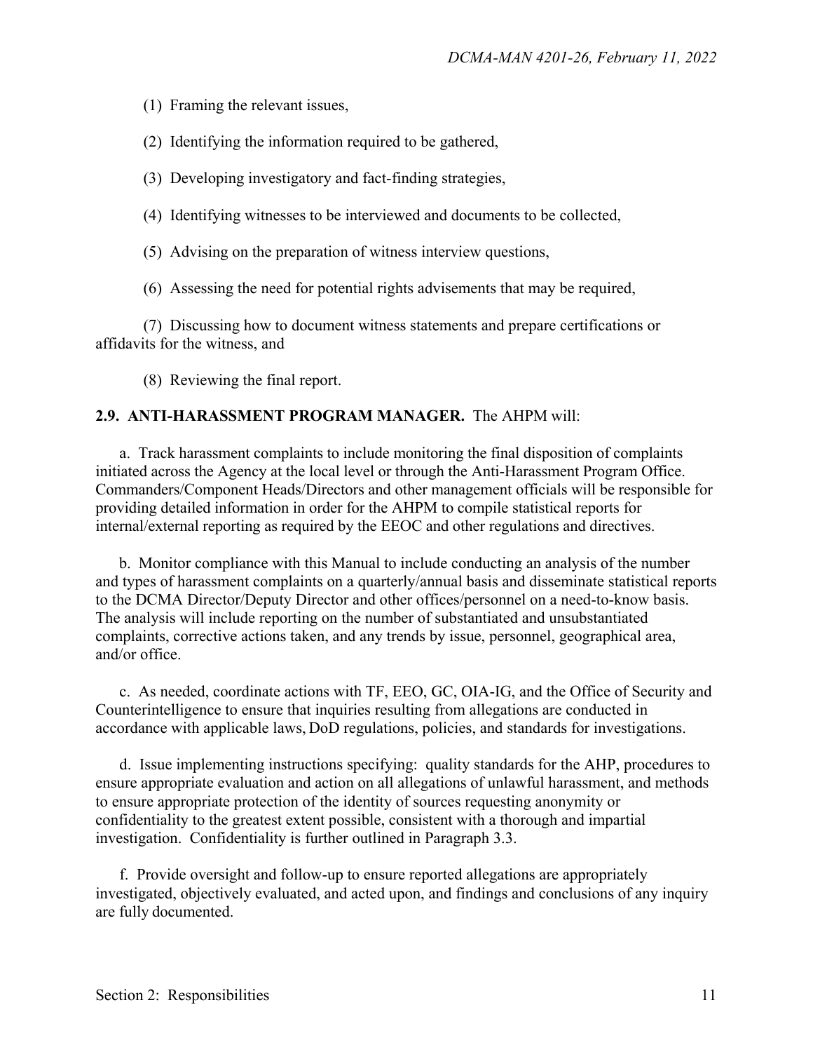(1) Framing the relevant issues,

(2) Identifying the information required to be gathered,

(3) Developing investigatory and fact-finding strategies,

(4) Identifying witnesses to be interviewed and documents to be collected,

(5) Advising on the preparation of witness interview questions,

(6) Assessing the need for potential rights advisements that may be required,

(7) Discussing how to document witness statements and prepare certifications or affidavits for the witness, and

(8) Reviewing the final report.

**2.9. ANTI-HARASSMENT PROGRAM MANAGER.** The AHPM will:

a. Track harassment complaints to include monitoring the final disposition of complaints initiated across the Agency at the local level or through the Anti-Harassment Program Office. Commanders/Component Heads/Directors and other management officials will be responsible for providing detailed information in order for the AHPM to compile statistical reports for internal/external reporting as required by the EEOC and other regulations and directives.

b. Monitor compliance with this Manual to include conducting an analysis of the number and types of harassment complaints on a quarterly/annual basis and disseminate statistical reports to the DCMA Director/Deputy Director and other offices/personnel on a need-to-know basis. The analysis will include reporting on the number of substantiated and unsubstantiated complaints, corrective actions taken, and any trends by issue, personnel, geographical area, and/or office.

c. As needed, coordinate actions with TF, EEO, GC, OIA-IG, and the Office of Security and Counterintelligence to ensure that inquiries resulting from allegations are conducted in accordance with applicable laws, DoD regulations, policies, and standards for investigations.

d. Issue implementing instructions specifying: quality standards for the AHP, procedures to ensure appropriate evaluation and action on all allegations of unlawful harassment, and methods to ensure appropriate protection of the identity of sources requesting anonymity or confidentiality to the greatest extent possible, consistent with a thorough and impartial investigation. Confidentiality is further outlined in Paragraph 3.3.

f. Provide oversight and follow-up to ensure reported allegations are appropriately investigated, objectively evaluated, and acted upon, and findings and conclusions of any inquiry are fully documented.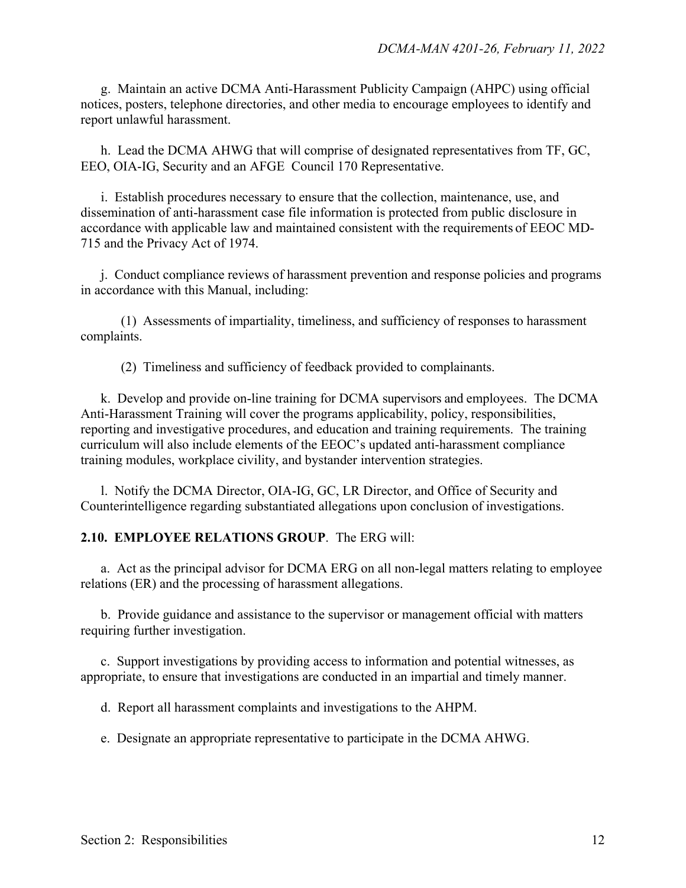g. Maintain an active DCMA Anti-Harassment Publicity Campaign (AHPC) using official notices, posters, telephone directories, and other media to encourage employees to identify and report unlawful harassment.

h. Lead the DCMA AHWG that will comprise of designated representatives from TF, GC, EEO, OIA-IG, Security and an AFGE Council 170 Representative.

i. Establish procedures necessary to ensure that the collection, maintenance, use, and dissemination of anti-harassment case file information is protected from public disclosure in accordance with applicable law and maintained consistent with the requirements of EEOC MD-715 and the Privacy Act of 1974.

j. Conduct compliance reviews of harassment prevention and response policies and programs in accordance with this Manual, including:

(1) Assessments of impartiality, timeliness, and sufficiency of responses to harassment complaints.

(2) Timeliness and sufficiency of feedback provided to complainants.

k. Develop and provide on-line training for DCMA supervisors and employees. The DCMA Anti-Harassment Training will cover the programs applicability, policy, responsibilities, reporting and investigative procedures, and education and training requirements. The training curriculum will also include elements of the EEOC's updated anti-harassment compliance training modules, workplace civility, and bystander intervention strategies.

l. Notify the DCMA Director, OIA-IG, GC, LR Director, and Office of Security and Counterintelligence regarding substantiated allegations upon conclusion of investigations.

**2.10. EMPLOYEE RELATIONS GROUP**. The ERG will:

a. Act as the principal advisor for DCMA ERG on all non-legal matters relating to employee relations (ER) and the processing of harassment allegations.

b. Provide guidance and assistance to the supervisor or management official with matters requiring further investigation.

c. Support investigations by providing access to information and potential witnesses, as appropriate, to ensure that investigations are conducted in an impartial and timely manner.

d. Report all harassment complaints and investigations to the AHPM.

e. Designate an appropriate representative to participate in the DCMA AHWG.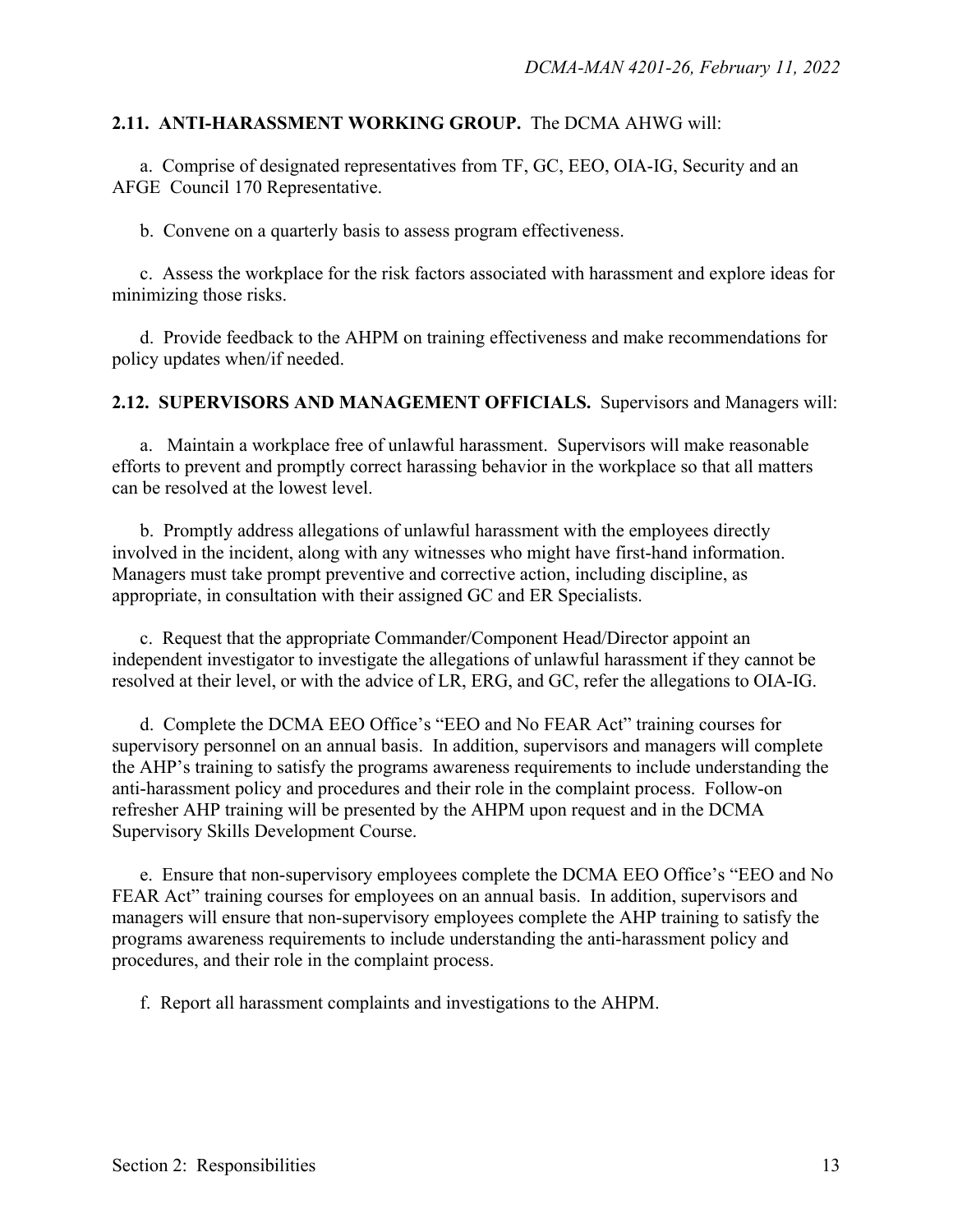**2.11. ANTI-HARASSMENT WORKING GROUP.** The DCMA AHWG will:

a. Comprise of designated representatives from TF, GC, EEO, OIA-IG, Security and an AFGE Council 170 Representative.

b. Convene on a quarterly basis to assess program effectiveness.

c. Assess the workplace for the risk factors associated with harassment and explore ideas for minimizing those risks.

d. Provide feedback to the AHPM on training effectiveness and make recommendations for policy updates when/if needed.

**2.12. SUPERVISORS AND MANAGEMENT OFFICIALS.** Supervisors and Managers will:

a. Maintain a workplace free of unlawful harassment. Supervisors will make reasonable efforts to prevent and promptly correct harassing behavior in the workplace so that all matters can be resolved at the lowest level.

b. Promptly address allegations of unlawful harassment with the employees directly involved in the incident, along with any witnesses who might have first-hand information. Managers must take prompt preventive and corrective action, including discipline, as appropriate, in consultation with their assigned GC and ER Specialists.

c. Request that the appropriate Commander/Component Head/Director appoint an independent investigator to investigate the allegations of unlawful harassment if they cannot be resolved at their level, or with the advice of LR, ERG, and GC, refer the allegations to OIA-IG.

d. Complete the DCMA EEO Office's "EEO and No FEAR Act" training courses for supervisory personnel on an annual basis. In addition, supervisors and managers will complete the AHP's training to satisfy the programs awareness requirements to include understanding the anti-harassment policy and procedures and their role in the complaint process. Follow-on refresher AHP training will be presented by the AHPM upon request and in the DCMA Supervisory Skills Development Course.

e. Ensure that non-supervisory employees complete the DCMA EEO Office's "EEO and No FEAR Act" training courses for employees on an annual basis. In addition, supervisors and managers will ensure that non-supervisory employees complete the AHP training to satisfy the programs awareness requirements to include understanding the anti-harassment policy and procedures, and their role in the complaint process.

f. Report all harassment complaints and investigations to the AHPM.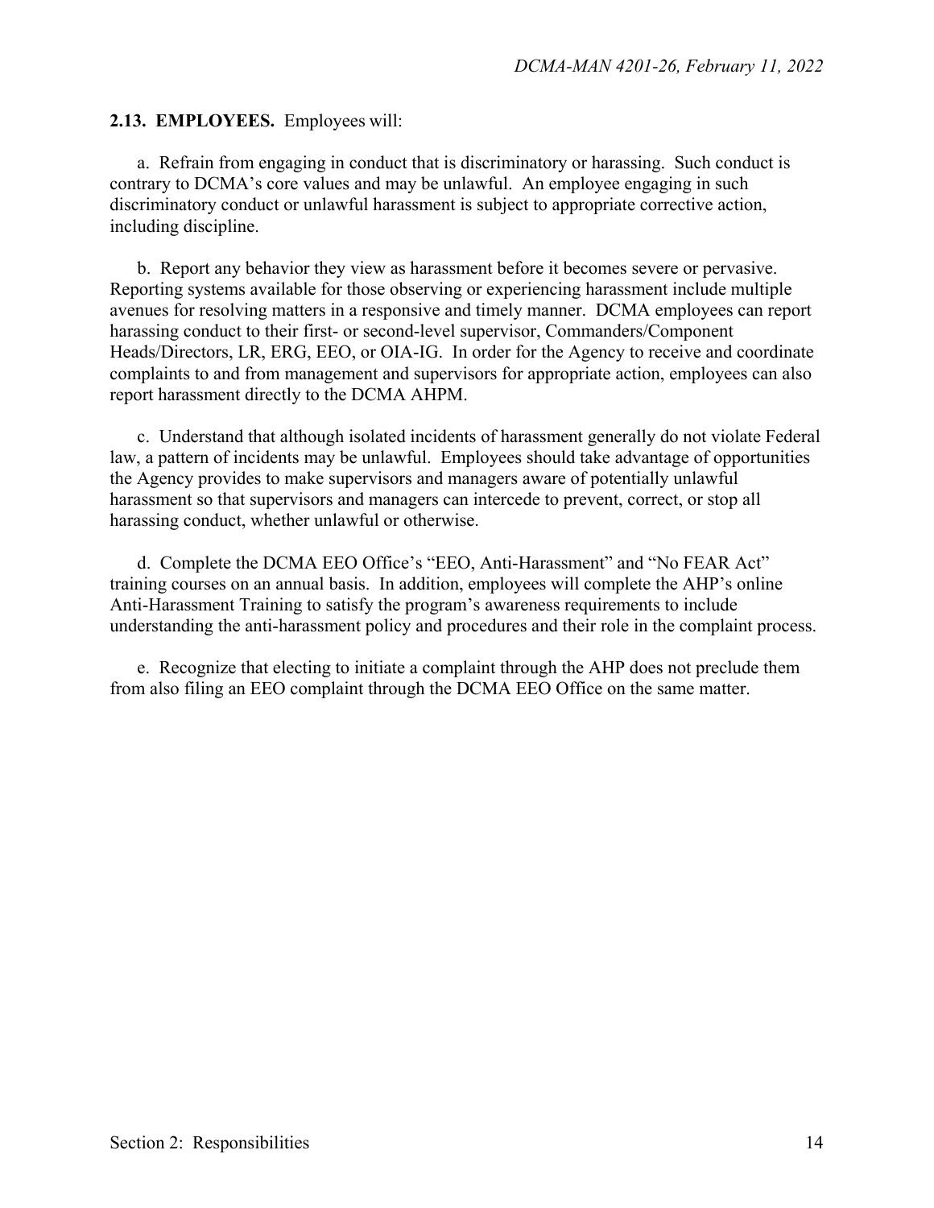**2.13. EMPLOYEES.** Employees will:

a. Refrain from engaging in conduct that is discriminatory or harassing. Such conduct is contrary to DCMA's core values and may be unlawful. An employee engaging in such discriminatory conduct or unlawful harassment is subject to appropriate corrective action, including discipline.

b. Report any behavior they view as harassment before it becomes severe or pervasive. Reporting systems available for those observing or experiencing harassment include multiple avenues for resolving matters in a responsive and timely manner. DCMA employees can report harassing conduct to their first- or second-level supervisor, Commanders/Component Heads/Directors, LR, ERG, EEO, or OIA-IG. In order for the Agency to receive and coordinate complaints to and from management and supervisors for appropriate action, employees can also report harassment directly to the DCMA AHPM.

c. Understand that although isolated incidents of harassment generally do not violate Federal law, a pattern of incidents may be unlawful. Employees should take advantage of opportunities the Agency provides to make supervisors and managers aware of potentially unlawful harassment so that supervisors and managers can intercede to prevent, correct, or stop all harassing conduct, whether unlawful or otherwise.

d. Complete the DCMA EEO Office's "EEO, Anti-Harassment" and "No FEAR Act" training courses on an annual basis. In addition, employees will complete the AHP's online Anti-Harassment Training to satisfy the program's awareness requirements to include understanding the anti-harassment policy and procedures and their role in the complaint process.

e. Recognize that electing to initiate a complaint through the AHP does not preclude them from also filing an EEO complaint through the DCMA EEO Office on the same matter.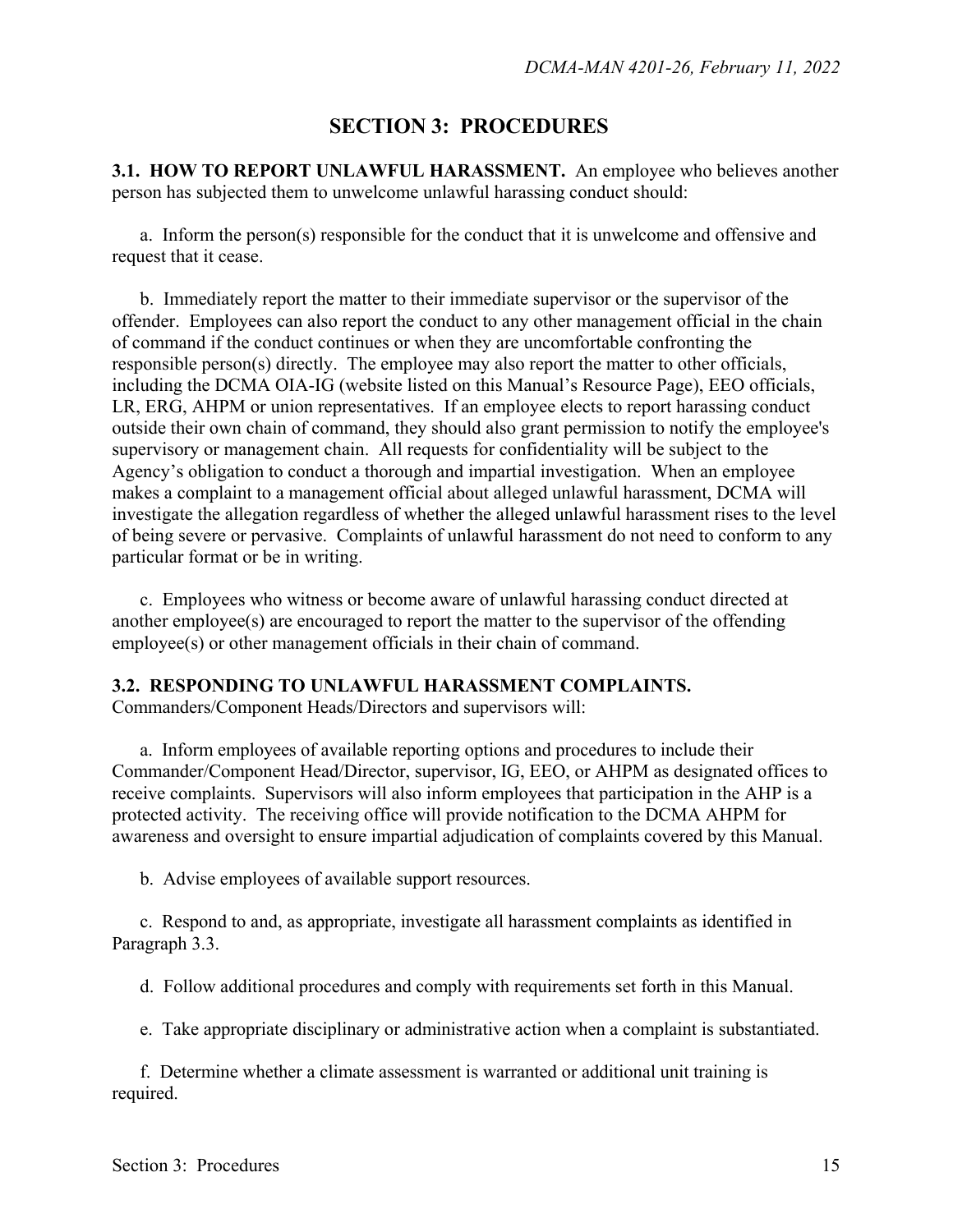# SECTION 3: PROCEDURES

**3.1. HOW TO REPORT UNLAWFUL HARASSMENT.** An employee who believes another person has subjected them to unwelcome unlawful harassing conduct should:

a. Inform the person(s) responsible for the conduct that it is unwelcome and offensive and request that it cease.

b. Immediately report the matter to their immediate supervisor or the supervisor of the offender. Employees can also report the conduct to any other management official in the chain of command if the conduct continues or when they are uncomfortable confronting the responsible person(s) directly. The employee may also report the matter to other officials, including the DCMA OIA-IG (website listed on this Manual's Resource Page), EEO officials, LR, ERG, AHPM or union representatives. If an employee elects to report harassing conduct outside their own chain of command, they should also grant permission to notify the employee's supervisory or management chain. All requests for confidentiality will be subject to the Agency's obligation to conduct a thorough and impartial investigation. When an employee makes a complaint to a management official about alleged unlawful harassment, DCMA will investigate the allegation regardless of whether the alleged unlawful harassment rises to the level of being severe or pervasive. Complaints of unlawful harassment do not need to conform to any particular format or be in writing.

c. Employees who witness or become aware of unlawful harassing conduct directed at another employee(s) are encouraged to report the matter to the supervisor of the offending employee(s) or other management officials in their chain of command.

**3.2. RESPONDING TO UNLAWFUL HARASSMENT COMPLAINTS.**
Commanders/Component Heads/Directors and supervisors will:

a. Inform employees of available reporting options and procedures to include their Commander/Component Head/Director, supervisor, IG, EEO, or AHPM as designated offices to receive complaints. Supervisors will also inform employees that participation in the AHP is a protected activity. The receiving office will provide notification to the DCMA AHPM for awareness and oversight to ensure impartial adjudication of complaints covered by this Manual.

b. Advise employees of available support resources.

c. Respond to and, as appropriate, investigate all harassment complaints as identified in Paragraph 3.3.

d. Follow additional procedures and comply with requirements set forth in this Manual.

e. Take appropriate disciplinary or administrative action when a complaint is substantiated.

f. Determine whether a climate assessment is warranted or additional unit training is required.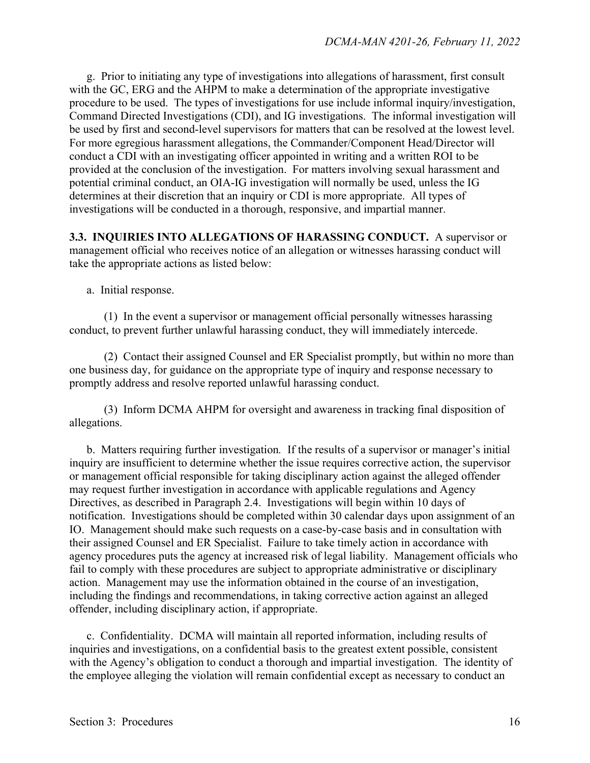g. Prior to initiating any type of investigations into allegations of harassment, first consult with the GC, ERG and the AHPM to make a determination of the appropriate investigative procedure to be used. The types of investigations for use include informal inquiry/investigation, Command Directed Investigations (CDI), and IG investigations. The informal investigation will be used by first and second-level supervisors for matters that can be resolved at the lowest level. For more egregious harassment allegations, the Commander/Component Head/Director will conduct a CDI with an investigating officer appointed in writing and a written ROI to be provided at the conclusion of the investigation. For matters involving sexual harassment and potential criminal conduct, an OIA-IG investigation will normally be used, unless the IG determines at their discretion that an inquiry or CDI is more appropriate. All types of investigations will be conducted in a thorough, responsive, and impartial manner.

**3.3. INQUIRIES INTO ALLEGATIONS OF HARASSING CONDUCT.** A supervisor or management official who receives notice of an allegation or witnesses harassing conduct will take the appropriate actions as listed below:

a. Initial response.

(1) In the event a supervisor or management official personally witnesses harassing conduct, to prevent further unlawful harassing conduct, they will immediately intercede.

(2) Contact their assigned Counsel and ER Specialist promptly, but within no more than one business day, for guidance on the appropriate type of inquiry and response necessary to promptly address and resolve reported unlawful harassing conduct.

(3) Inform DCMA AHPM for oversight and awareness in tracking final disposition of allegations.

b. Matters requiring further investigation. If the results of a supervisor or manager's initial inquiry are insufficient to determine whether the issue requires corrective action, the supervisor or management official responsible for taking disciplinary action against the alleged offender may request further investigation in accordance with applicable regulations and Agency Directives, as described in Paragraph 2.4. Investigations will begin within 10 days of notification. Investigations should be completed within 30 calendar days upon assignment of an IO. Management should make such requests on a case-by-case basis and in consultation with their assigned Counsel and ER Specialist. Failure to take timely action in accordance with agency procedures puts the agency at increased risk of legal liability. Management officials who fail to comply with these procedures are subject to appropriate administrative or disciplinary action. Management may use the information obtained in the course of an investigation, including the findings and recommendations, in taking corrective action against an alleged offender, including disciplinary action, if appropriate.

c. Confidentiality. DCMA will maintain all reported information, including results of inquiries and investigations, on a confidential basis to the greatest extent possible, consistent with the Agency's obligation to conduct a thorough and impartial investigation. The identity of the employee alleging the violation will remain confidential except as necessary to conduct an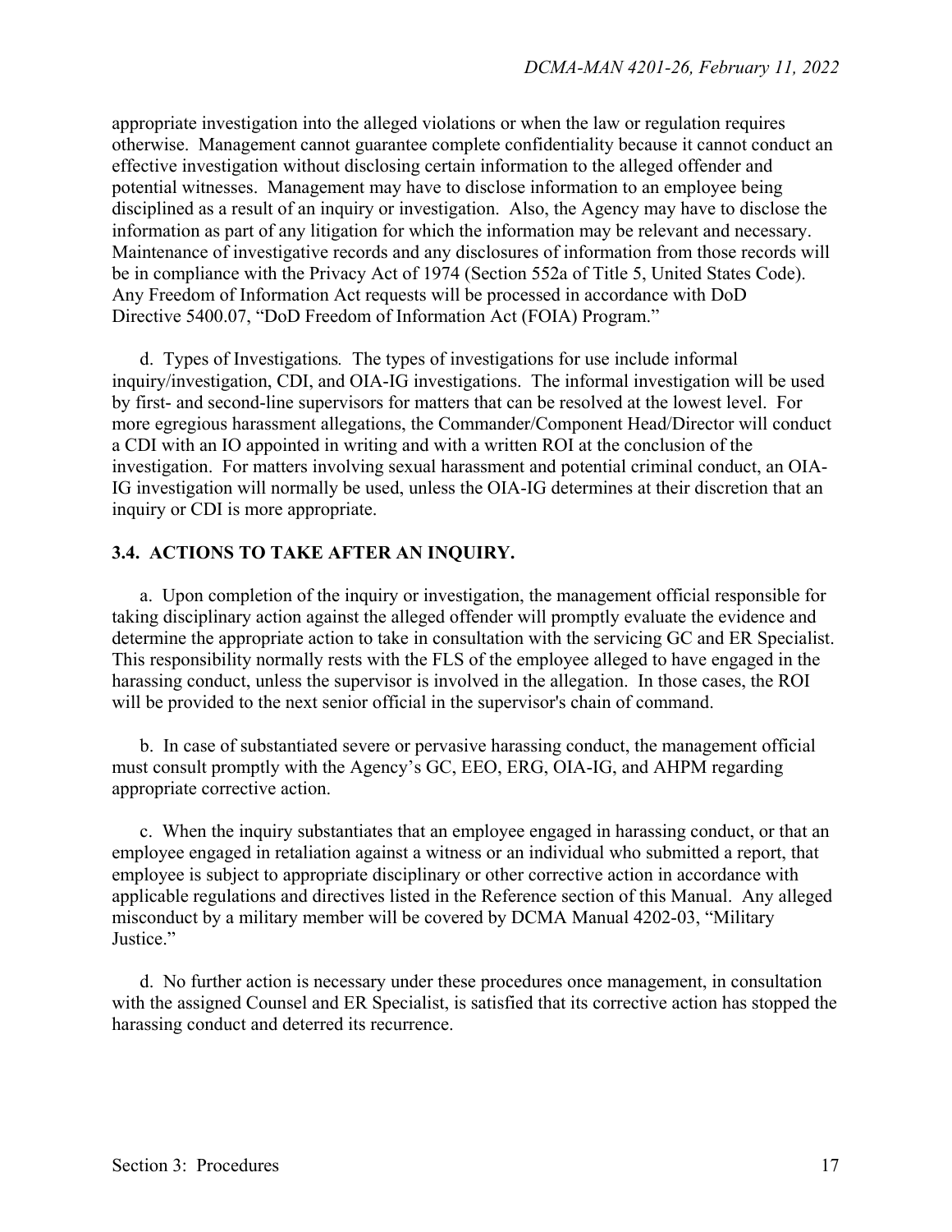appropriate investigation into the alleged violations or when the law or regulation requires otherwise. Management cannot guarantee complete confidentiality because it cannot conduct an effective investigation without disclosing certain information to the alleged offender and potential witnesses. Management may have to disclose information to an employee being disciplined as a result of an inquiry or investigation. Also, the Agency may have to disclose the information as part of any litigation for which the information may be relevant and necessary. Maintenance of investigative records and any disclosures of information from those records will be in compliance with the Privacy Act of 1974 (Section 552a of Title 5, United States Code). Any Freedom of Information Act requests will be processed in accordance with DoD Directive 5400.07, "DoD Freedom of Information Act (FOIA) Program."

d. Types of Investigations*.* The types of investigations for use include informal inquiry/investigation, CDI, and OIA-IG investigations. The informal investigation will be used by first- and second-line supervisors for matters that can be resolved at the lowest level. For more egregious harassment allegations, the Commander/Component Head/Director will conduct a CDI with an IO appointed in writing and with a written ROI at the conclusion of the investigation. For matters involving sexual harassment and potential criminal conduct, an OIA-IG investigation will normally be used, unless the OIA-IG determines at their discretion that an inquiry or CDI is more appropriate.

### 3.4. ACTIONS TO TAKE AFTER AN INQUIRY.

a. Upon completion of the inquiry or investigation, the management official responsible for taking disciplinary action against the alleged offender will promptly evaluate the evidence and determine the appropriate action to take in consultation with the servicing GC and ER Specialist. This responsibility normally rests with the FLS of the employee alleged to have engaged in the harassing conduct, unless the supervisor is involved in the allegation. In those cases, the ROI will be provided to the next senior official in the supervisor's chain of command.

b. In case of substantiated severe or pervasive harassing conduct, the management official must consult promptly with the Agency's GC, EEO, ERG, OIA-IG, and AHPM regarding appropriate corrective action.

c. When the inquiry substantiates that an employee engaged in harassing conduct, or that an employee engaged in retaliation against a witness or an individual who submitted a report, that employee is subject to appropriate disciplinary or other corrective action in accordance with applicable regulations and directives listed in the Reference section of this Manual. Any alleged misconduct by a military member will be covered by DCMA Manual 4202-03, "Military Justice."

d. No further action is necessary under these procedures once management, in consultation with the assigned Counsel and ER Specialist, is satisfied that its corrective action has stopped the harassing conduct and deterred its recurrence.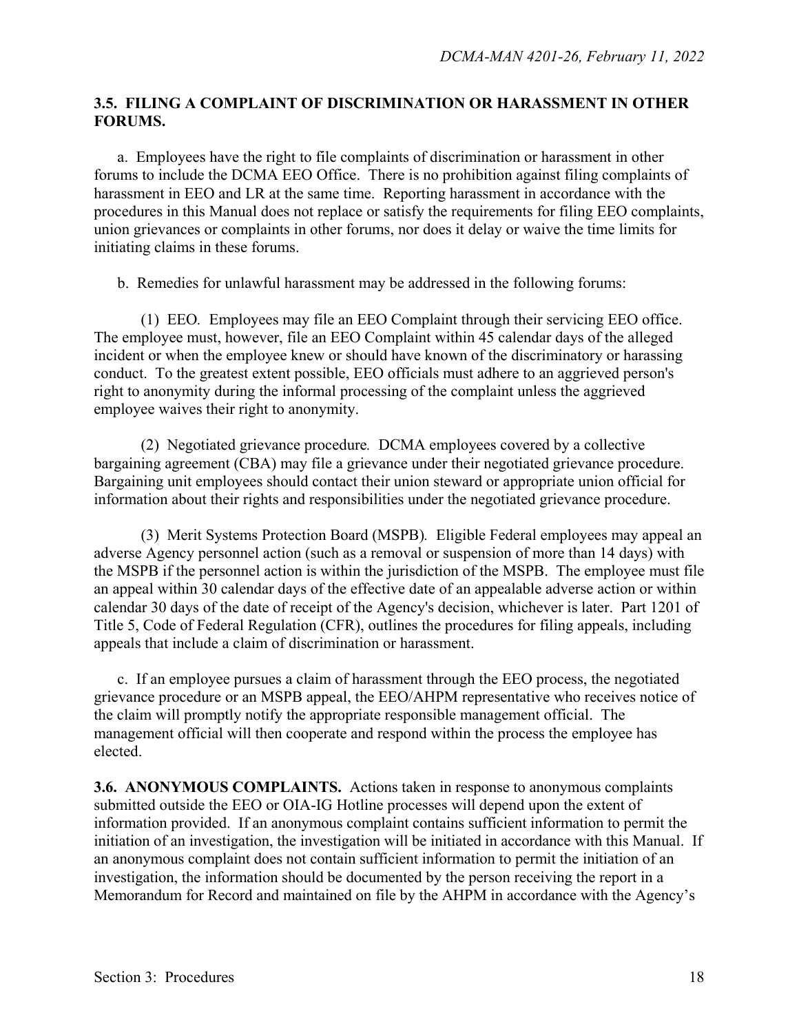## 3.5. FILING A COMPLAINT OF DISCRIMINATION OR HARASSMENT IN OTHER FORUMS.

a. Employees have the right to file complaints of discrimination or harassment in other forums to include the DCMA EEO Office. There is no prohibition against filing complaints of harassment in EEO and LR at the same time. Reporting harassment in accordance with the procedures in this Manual does not replace or satisfy the requirements for filing EEO complaints, union grievances or complaints in other forums, nor does it delay or waive the time limits for initiating claims in these forums.

b. Remedies for unlawful harassment may be addressed in the following forums:

(1) EEO. Employees may file an EEO Complaint through their servicing EEO office. The employee must, however, file an EEO Complaint within 45 calendar days of the alleged incident or when the employee knew or should have known of the discriminatory or harassing conduct. To the greatest extent possible, EEO officials must adhere to an aggrieved person's right to anonymity during the informal processing of the complaint unless the aggrieved employee waives their right to anonymity.

(2) Negotiated grievance procedure*.* DCMA employees covered by a collective bargaining agreement (CBA) may file a grievance under their negotiated grievance procedure. Bargaining unit employees should contact their union steward or appropriate union official for information about their rights and responsibilities under the negotiated grievance procedure.

(3) Merit Systems Protection Board (MSPB)*.* Eligible Federal employees may appeal an adverse Agency personnel action (such as a removal or suspension of more than 14 days) with the MSPB if the personnel action is within the jurisdiction of the MSPB. The employee must file an appeal within 30 calendar days of the effective date of an appealable adverse action or within calendar 30 days of the date of receipt of the Agency's decision, whichever is later. Part 1201 of Title 5, Code of Federal Regulation (CFR), outlines the procedures for filing appeals, including appeals that include a claim of discrimination or harassment.

c. If an employee pursues a claim of harassment through the EEO process, the negotiated grievance procedure or an MSPB appeal, the EEO/AHPM representative who receives notice of the claim will promptly notify the appropriate responsible management official. The management official will then cooperate and respond within the process the employee has elected.

**3.6. ANONYMOUS COMPLAINTS.** Actions taken in response to anonymous complaints submitted outside the EEO or OIA-IG Hotline processes will depend upon the extent of information provided. If an anonymous complaint contains sufficient information to permit the initiation of an investigation, the investigation will be initiated in accordance with this Manual. If an anonymous complaint does not contain sufficient information to permit the initiation of an investigation, the information should be documented by the person receiving the report in a Memorandum for Record and maintained on file by the AHPM in accordance with the Agency's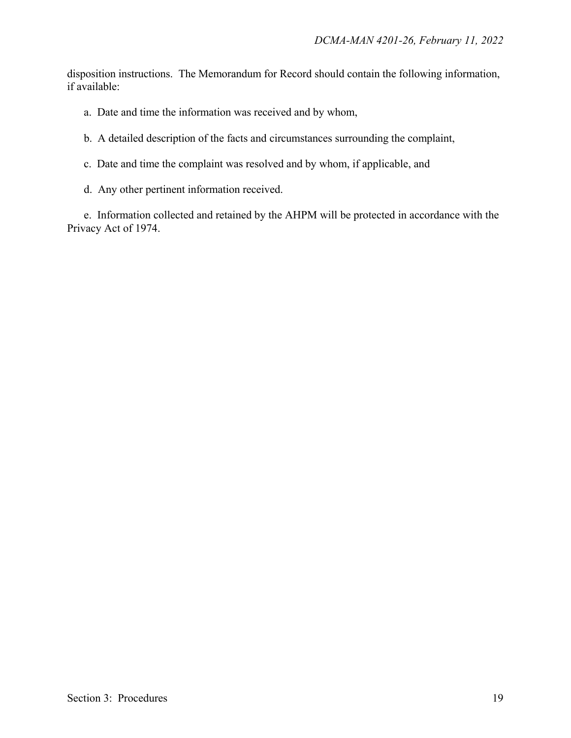disposition instructions. The Memorandum for Record should contain the following information, if available:

a. Date and time the information was received and by whom,

b. A detailed description of the facts and circumstances surrounding the complaint,

c. Date and time the complaint was resolved and by whom, if applicable, and

d. Any other pertinent information received.

e. Information collected and retained by the AHPM will be protected in accordance with the Privacy Act of 1974.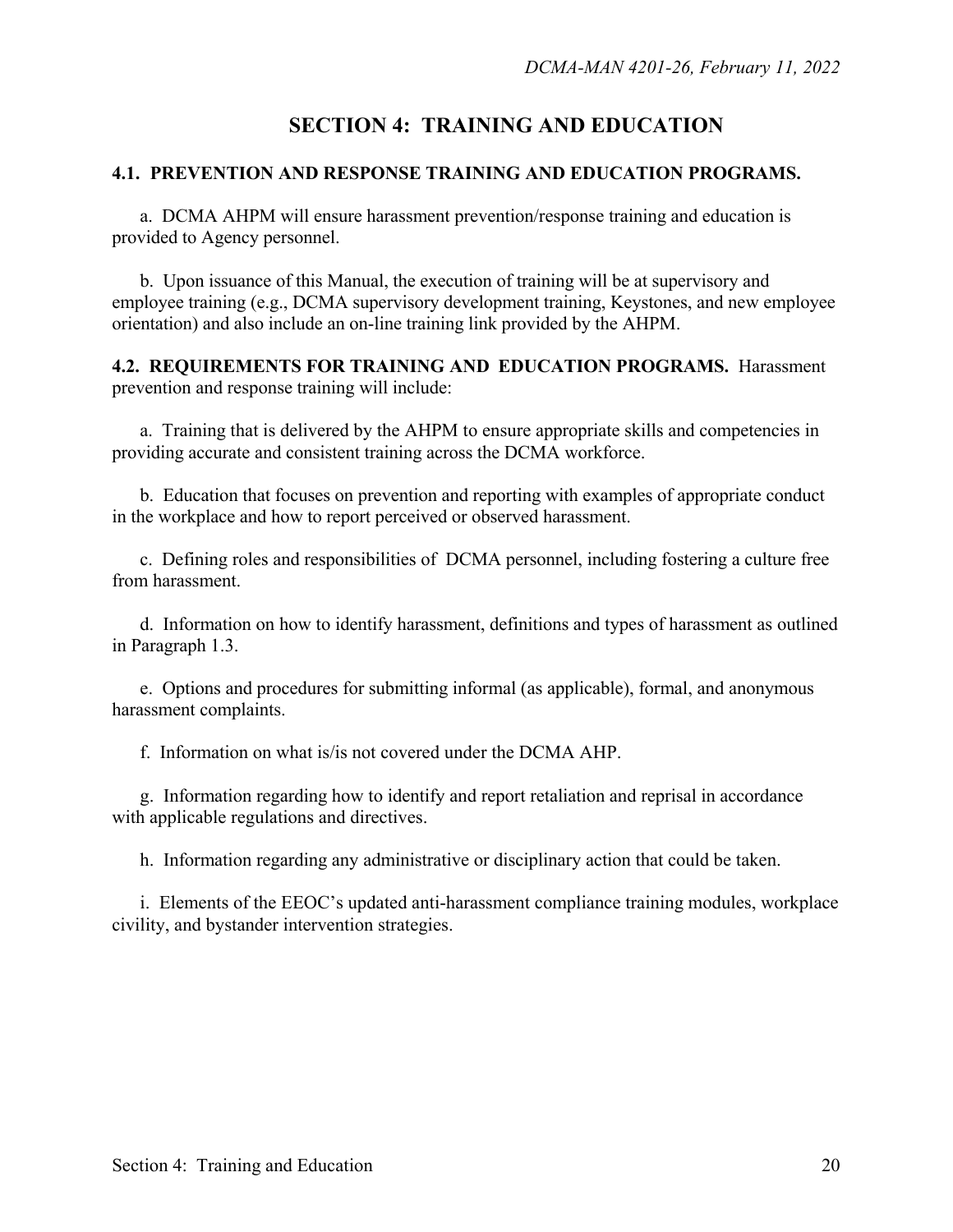# SECTION 4: TRAINING AND EDUCATION

**4.1. PREVENTION AND RESPONSE TRAINING AND EDUCATION PROGRAMS.**

a. DCMA AHPM will ensure harassment prevention/response training and education is provided to Agency personnel.

b. Upon issuance of this Manual, the execution of training will be at supervisory and employee training (e.g., DCMA supervisory development training, Keystones, and new employee orientation) and also include an on-line training link provided by the AHPM.

**4.2. REQUIREMENTS FOR TRAINING AND EDUCATION PROGRAMS.** Harassment prevention and response training will include:

a. Training that is delivered by the AHPM to ensure appropriate skills and competencies in providing accurate and consistent training across the DCMA workforce.

b. Education that focuses on prevention and reporting with examples of appropriate conduct in the workplace and how to report perceived or observed harassment.

c. Defining roles and responsibilities of DCMA personnel, including fostering a culture free from harassment.

d. Information on how to identify harassment, definitions and types of harassment as outlined in Paragraph 1.3.

e. Options and procedures for submitting informal (as applicable), formal, and anonymous harassment complaints.

f. Information on what is/is not covered under the DCMA AHP.

g. Information regarding how to identify and report retaliation and reprisal in accordance with applicable regulations and directives.

h. Information regarding any administrative or disciplinary action that could be taken.

i. Elements of the EEOC's updated anti-harassment compliance training modules, workplace civility, and bystander intervention strategies.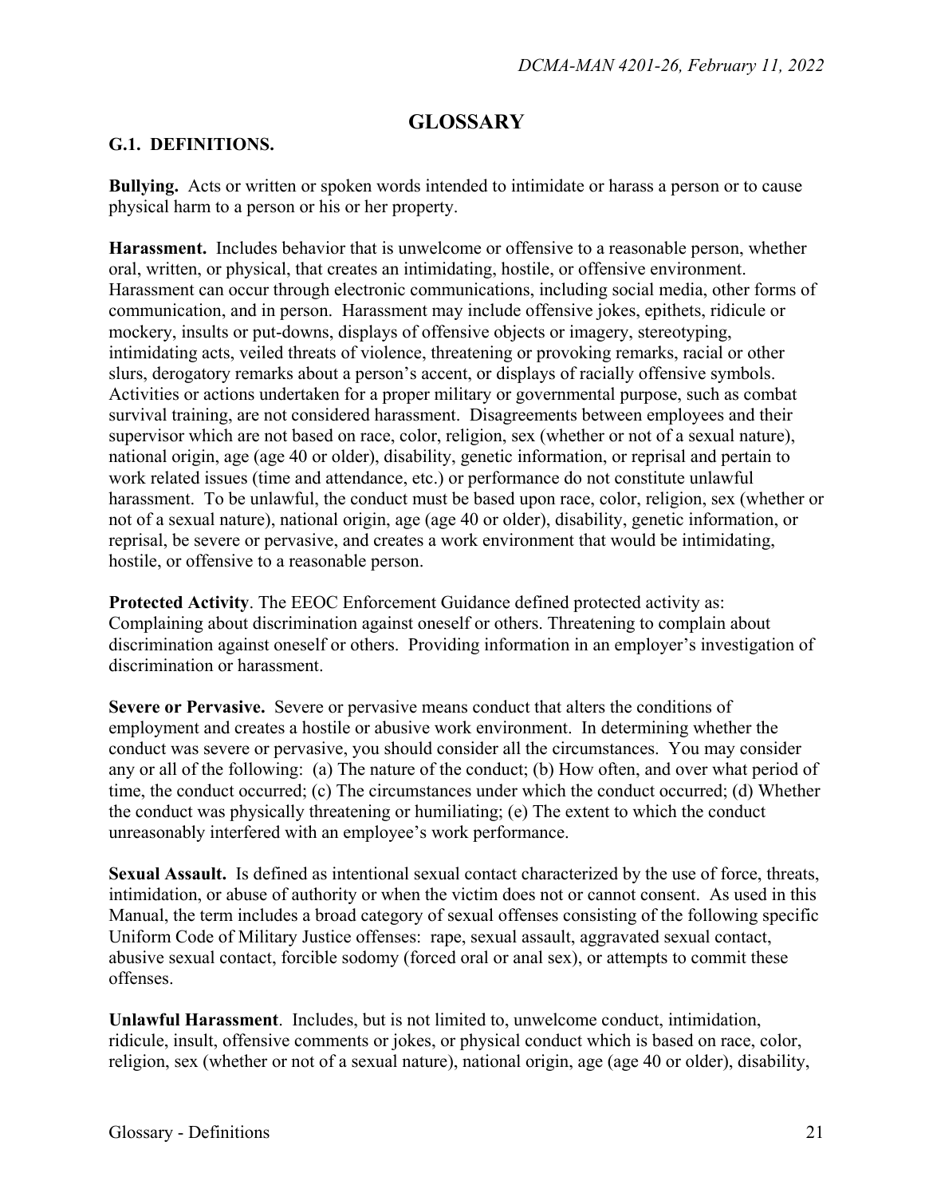# GLOSSARY

## G.1. DEFINITIONS.

**Bullying.** Acts or written or spoken words intended to intimidate or harass a person or to cause physical harm to a person or his or her property.

**Harassment.** Includes behavior that is unwelcome or offensive to a reasonable person, whether oral, written, or physical, that creates an intimidating, hostile, or offensive environment. Harassment can occur through electronic communications, including social media, other forms of communication, and in person. Harassment may include offensive jokes, epithets, ridicule or mockery, insults or put-downs, displays of offensive objects or imagery, stereotyping, intimidating acts, veiled threats of violence, threatening or provoking remarks, racial or other slurs, derogatory remarks about a person's accent, or displays of racially offensive symbols. Activities or actions undertaken for a proper military or governmental purpose, such as combat survival training, are not considered harassment. Disagreements between employees and their supervisor which are not based on race, color, religion, sex (whether or not of a sexual nature), national origin, age (age 40 or older), disability, genetic information, or reprisal and pertain to work related issues (time and attendance, etc.) or performance do not constitute unlawful harassment. To be unlawful, the conduct must be based upon race, color, religion, sex (whether or not of a sexual nature), national origin, age (age 40 or older), disability, genetic information, or reprisal, be severe or pervasive, and creates a work environment that would be intimidating, hostile, or offensive to a reasonable person.

**Protected Activity**. The EEOC Enforcement Guidance defined protected activity as: Complaining about discrimination against oneself or others. Threatening to complain about discrimination against oneself or others. Providing information in an employer's investigation of discrimination or harassment.

**Severe or Pervasive.** Severe or pervasive means conduct that alters the conditions of employment and creates a hostile or abusive work environment. In determining whether the conduct was severe or pervasive, you should consider all the circumstances. You may consider any or all of the following: (a) The nature of the conduct; (b) How often, and over what period of time, the conduct occurred; (c) The circumstances under which the conduct occurred; (d) Whether the conduct was physically threatening or humiliating; (e) The extent to which the conduct unreasonably interfered with an employee's work performance.

**Sexual Assault.** Is defined as intentional sexual contact characterized by the use of force, threats, intimidation, or abuse of authority or when the victim does not or cannot consent. As used in this Manual, the term includes a broad category of sexual offenses consisting of the following specific Uniform Code of Military Justice offenses: rape, sexual assault, aggravated sexual contact, abusive sexual contact, forcible sodomy (forced oral or anal sex), or attempts to commit these offenses.

**Unlawful Harassment**. Includes, but is not limited to, unwelcome conduct, intimidation, ridicule, insult, offensive comments or jokes, or physical conduct which is based on race, color, religion, sex (whether or not of a sexual nature), national origin, age (age 40 or older), disability,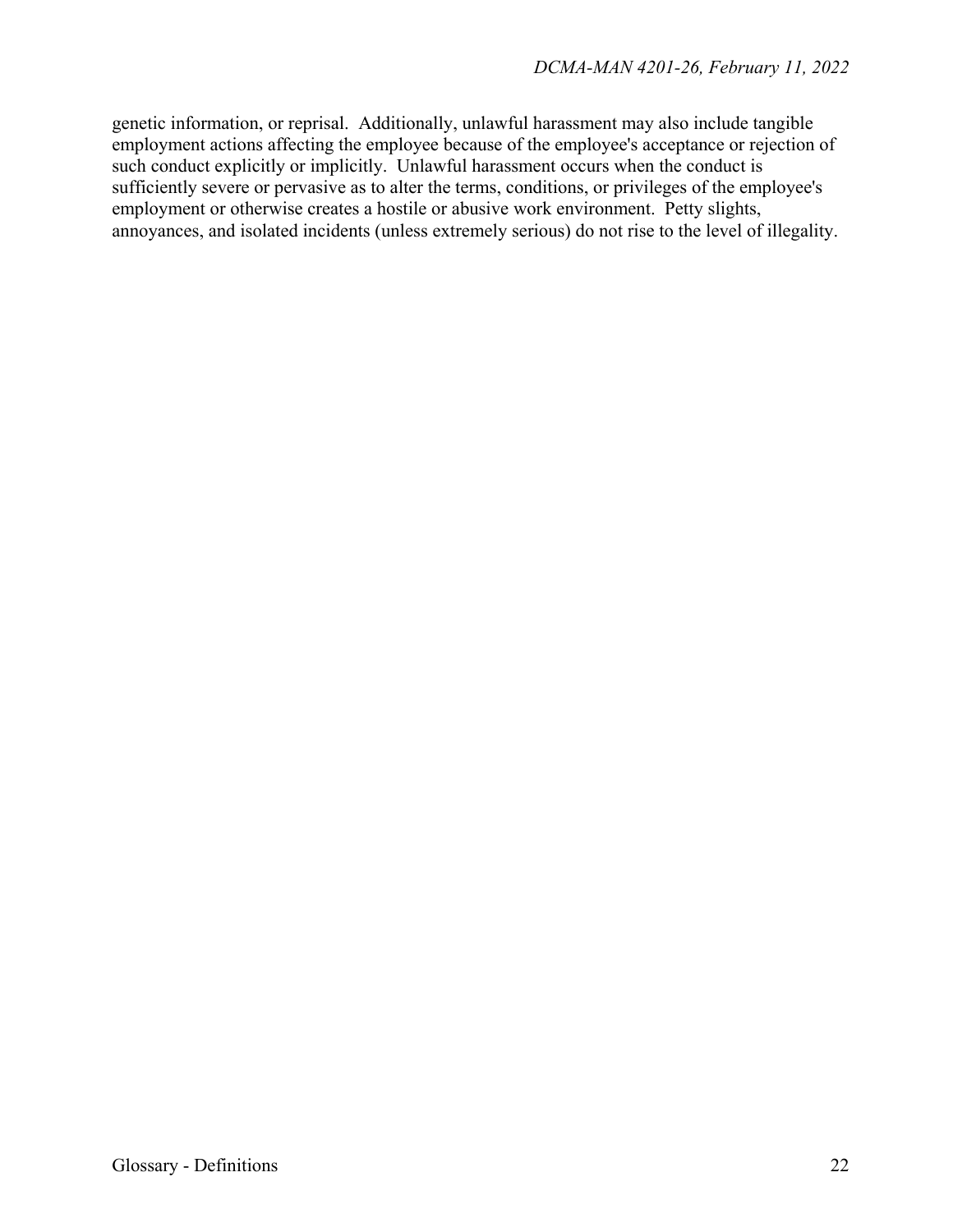genetic information, or reprisal. Additionally, unlawful harassment may also include tangible employment actions affecting the employee because of the employee's acceptance or rejection of such conduct explicitly or implicitly. Unlawful harassment occurs when the conduct is sufficiently severe or pervasive as to alter the terms, conditions, or privileges of the employee's employment or otherwise creates a hostile or abusive work environment. Petty slights, annoyances, and isolated incidents (unless extremely serious) do not rise to the level of illegality.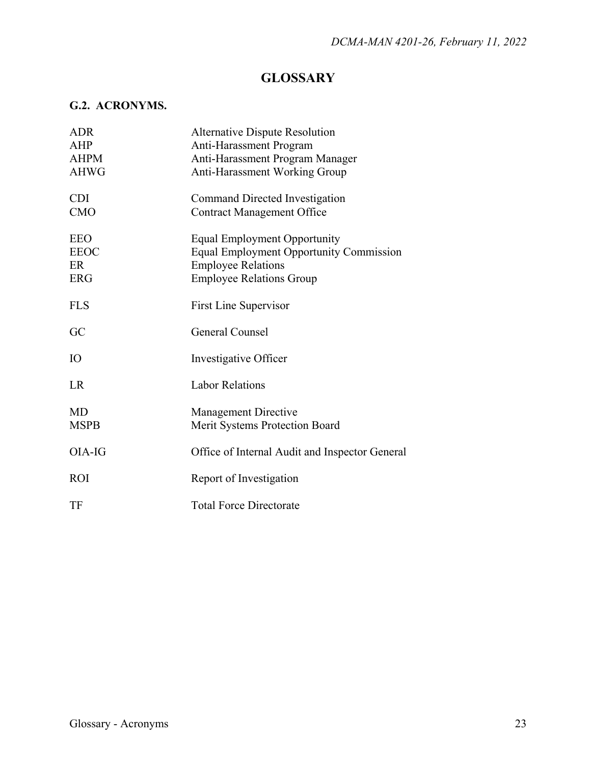# GLOSSARY

## G.2. ACRONYMS.

| | |
|---|---|
| ADR | Alternative Dispute Resolution |
| AHP | Anti-Harassment Program |
| AHPM | Anti-Harassment Program Manager |
| AHWG | Anti-Harassment Working Group |
| CDI | Command Directed Investigation |
| CMO | Contract Management Office |
| EEO | Equal Employment Opportunity |
| EEOC | Equal Employment Opportunity Commission |
| ER | Employee Relations |
| ERG | Employee Relations Group |
| FLS | First Line Supervisor |
| GC | General Counsel |
| IO | Investigative Officer |
| LR | Labor Relations |
| MD | Management Directive |
| MSPB | Merit Systems Protection Board |
| OIA-IG | Office of Internal Audit and Inspector General |
| ROI | Report of Investigation |
| TF | Total Force Directorate |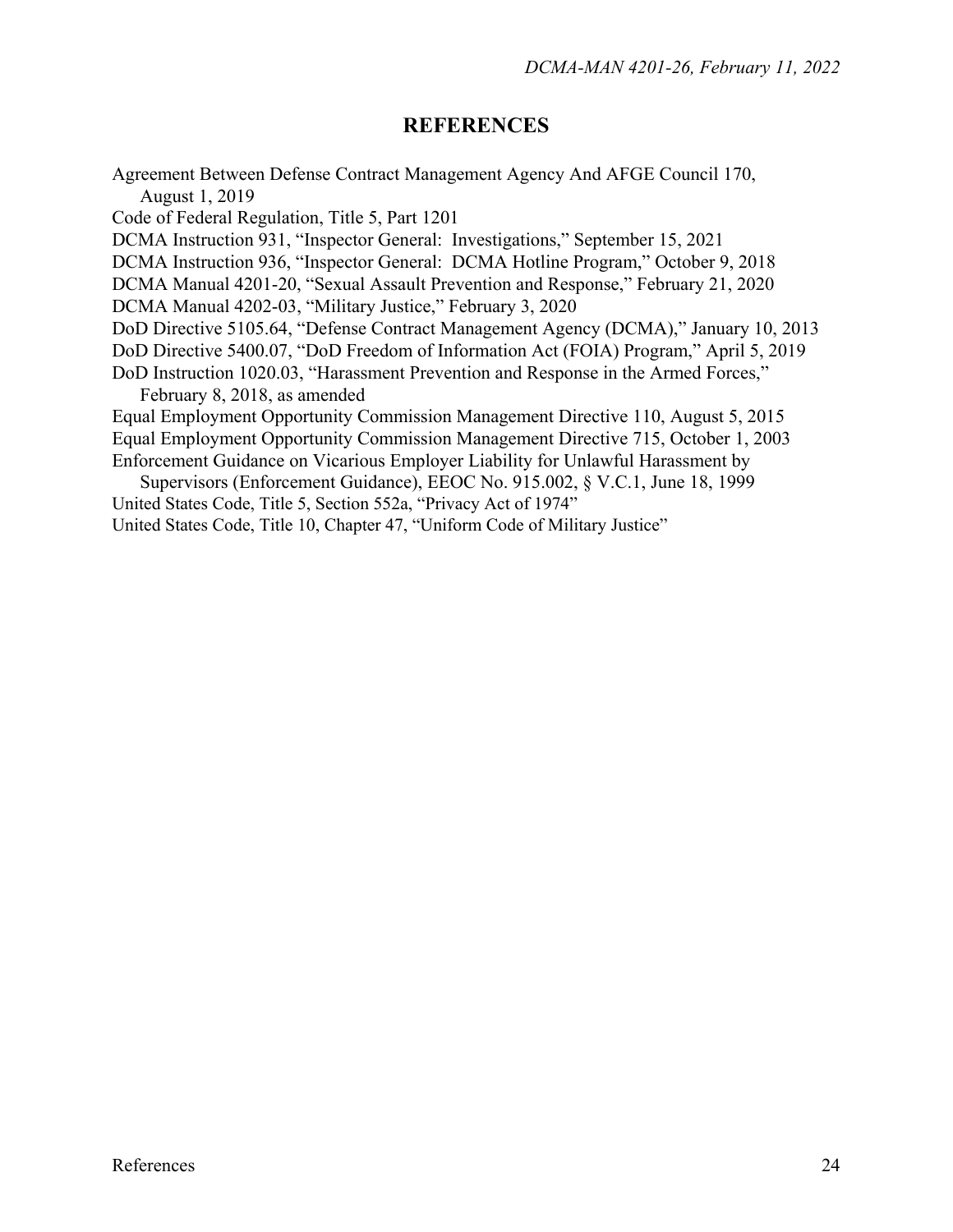# REFERENCES

Agreement Between Defense Contract Management Agency And AFGE Council 170, August 1, 2019

Code of Federal Regulation, Title 5, Part 1201

DCMA Instruction 931, "Inspector General: Investigations," September 15, 2021

DCMA Instruction 936, "Inspector General: DCMA Hotline Program," October 9, 2018

DCMA Manual 4201-20, "Sexual Assault Prevention and Response," February 21, 2020

DCMA Manual 4202-03, "Military Justice," February 3, 2020

DoD Directive 5105.64, "Defense Contract Management Agency (DCMA)," January 10, 2013

DoD Directive 5400.07, "DoD Freedom of Information Act (FOIA) Program," April 5, 2019

DoD Instruction 1020.03, "Harassment Prevention and Response in the Armed Forces," February 8, 2018, as amended

Equal Employment Opportunity Commission Management Directive 110, August 5, 2015

Equal Employment Opportunity Commission Management Directive 715, October 1, 2003

Enforcement Guidance on Vicarious Employer Liability for Unlawful Harassment by Supervisors (Enforcement Guidance), EEOC No. 915.002, § V.C.1, June 18, 1999

United States Code, Title 5, Section 552a, "Privacy Act of 1974"

United States Code, Title 10, Chapter 47, "Uniform Code of Military Justice"